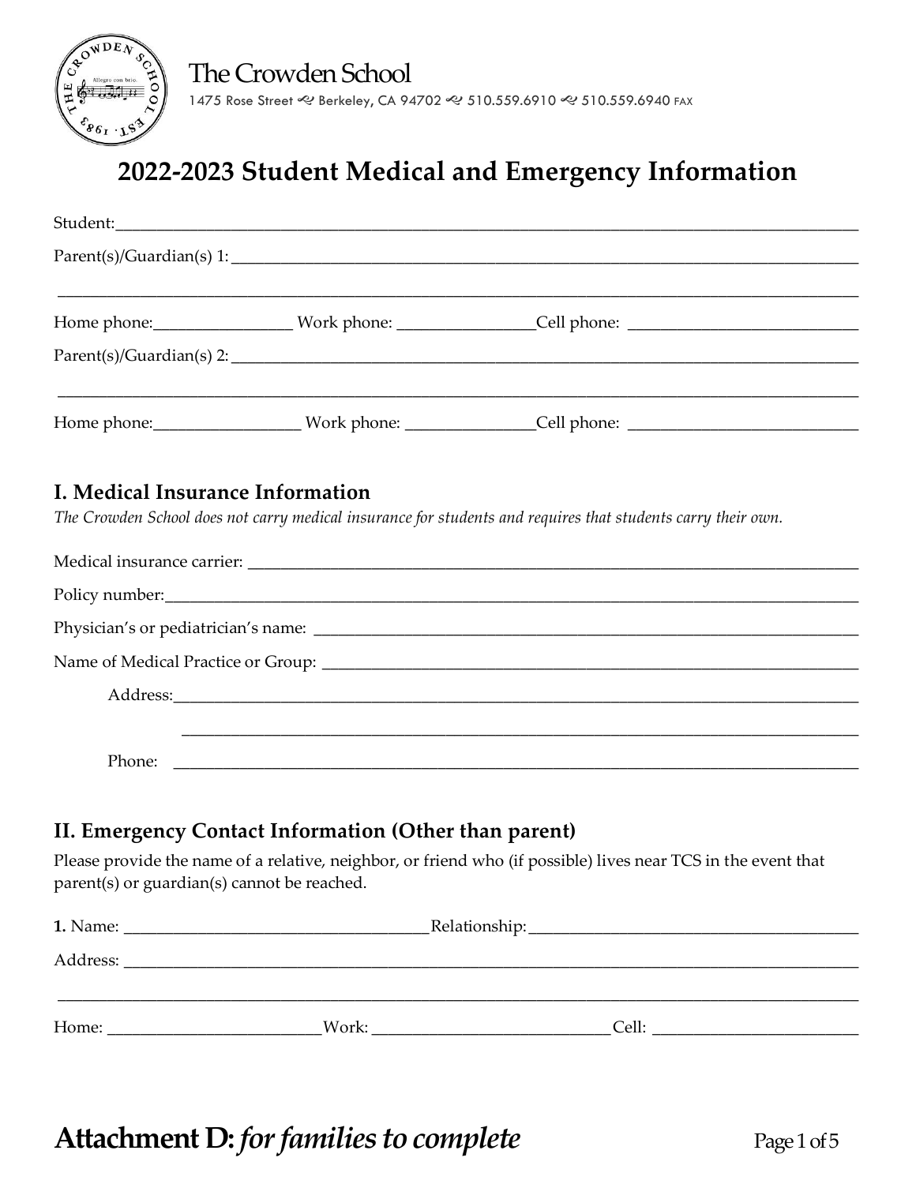The Crowden School

1475 Rose Street ~ Berkeley, CA 94702 ~ 510.559.6910 ~ 510.559.6940 FAX

# 2022-2023 Student Medical and Emergency Information

Student:______________________________________________________________________________

Parent(s)/Guardian(s) 1: ________________________________________________________________

______________________________________________________________________________________

Home phone:________________ Work phone: ________________Cell phone: ___________________________

Parent(s)/Guardian(s) 2: ________________________________________________________________

______________________________________________________________________________________

Home phone:_________________ Work phone: _______________Cell phone: ___________________________

## I. Medical Insurance Information

*The Crowden School does not carry medical insurance for students and requires that students carry their own.*

Medical insurance carrier: _______________________________________________________________

Policy number:________________________________________________________________________

Physician's or pediatrician's name: _________________________________________________________

Name of Medical Practice or Group: ________________________________________________________

Address:____________________________________________________________________________

____________________________________________________________________________________

Phone: _____________________________________________________________________________

## II. Emergency Contact Information (Other than parent)

Please provide the name of a relative, neighbor, or friend who (if possible) lives near TCS in the event that parent(s) or guardian(s) cannot be reached.

**1.** Name: ___________________________________Relationship:_______________________________________

Address: _____________________________________________________________________________

______________________________________________________________________________________

Home: _________________________Work: ____________________________Cell: _________________________

# Attachment D: *for families to complete*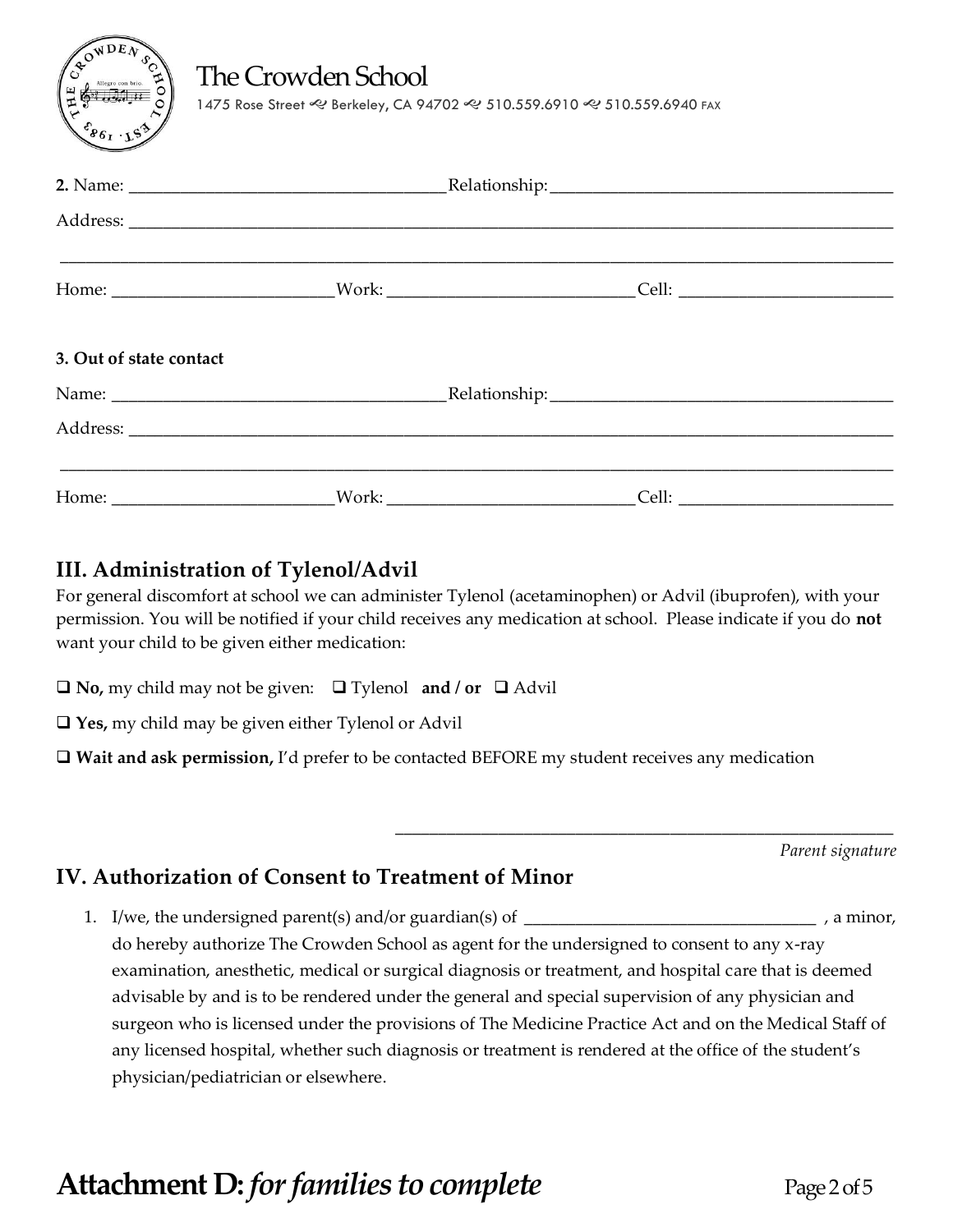**2.** Name: ____________________________________ Relationship: ________________________________________

Address: ____________________________________________________________________________________________

_____________________________________________________________________________________________________

Home: _________________________ Work: ____________________________ Cell: _________________________

**3. Out of state contact**

Name: ______________________________________ Relationship: ________________________________________

Address: ____________________________________________________________________________________________

_____________________________________________________________________________________________________

Home: _________________________ Work: ____________________________ Cell: _________________________

## III. Administration of Tylenol/Advil

For general discomfort at school we can administer Tylenol (acetaminophen) or Advil (ibuprofen), with your permission. You will be notified if your child receives any medication at school. Please indicate if you do **not** want your child to be given either medication:

❑ **No,** my child may not be given: ❑ Tylenol **and / or** ❑ Advil

❑ **Yes,** my child may be given either Tylenol or Advil

❑ **Wait and ask permission,** I'd prefer to be contacted BEFORE my student receives any medication

_________________________________________________________

*Parent signature*

## IV. Authorization of Consent to Treatment of Minor

1. I/we, the undersigned parent(s) and/or guardian(s) of __________________________________ , a minor, do hereby authorize The Crowden School as agent for the undersigned to consent to any x-ray examination, anesthetic, medical or surgical diagnosis or treatment, and hospital care that is deemed advisable by and is to be rendered under the general and special supervision of any physician and surgeon who is licensed under the provisions of The Medicine Practice Act and on the Medical Staff of any licensed hospital, whether such diagnosis or treatment is rendered at the office of the student's physician/pediatrician or elsewhere.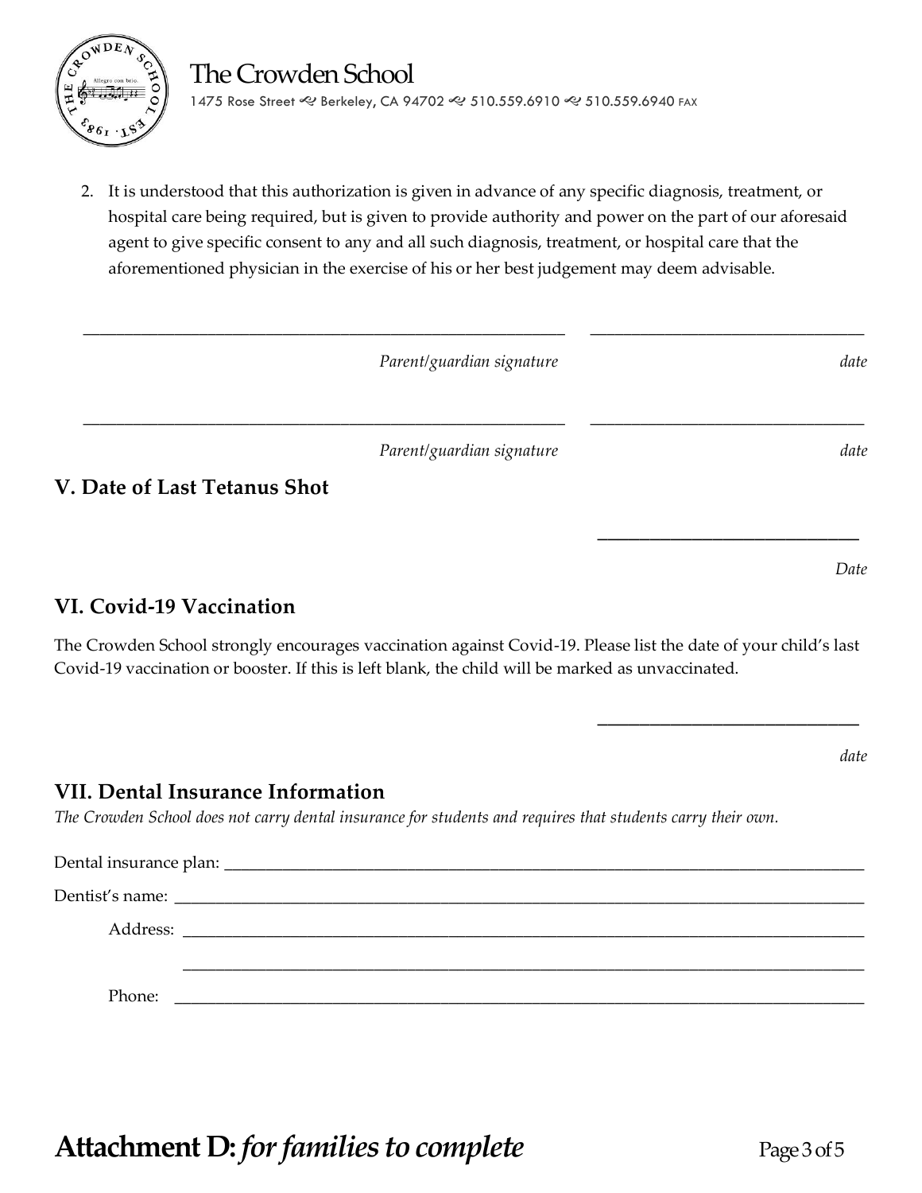2. It is understood that this authorization is given in advance of any specific diagnosis, treatment, or hospital care being required, but is given to provide authority and power on the part of our aforesaid agent to give specific consent to any and all such diagnosis, treatment, or hospital care that the aforementioned physician in the exercise of his or her best judgement may deem advisable.

_______________________________________________ _________________________

*Parent/guardian signature* *date*

_______________________________________________ _________________________

*Parent/guardian signature* *date*

## V. Date of Last Tetanus Shot

_________________________

*Date*

## VI. Covid-19 Vaccination

The Crowden School strongly encourages vaccination against Covid-19. Please list the date of your child's last Covid-19 vaccination or booster. If this is left blank, the child will be marked as unvaccinated.

_________________________

*date*

## VII. Dental Insurance Information

*The Crowden School does not carry dental insurance for students and requires that students carry their own.*

Dental insurance plan: _______________________________________________

Dentist's name: _______________________________________________

Address: _______________________________________________

_______________________________________________

Phone: _______________________________________________

# Attachment D: *for families to complete*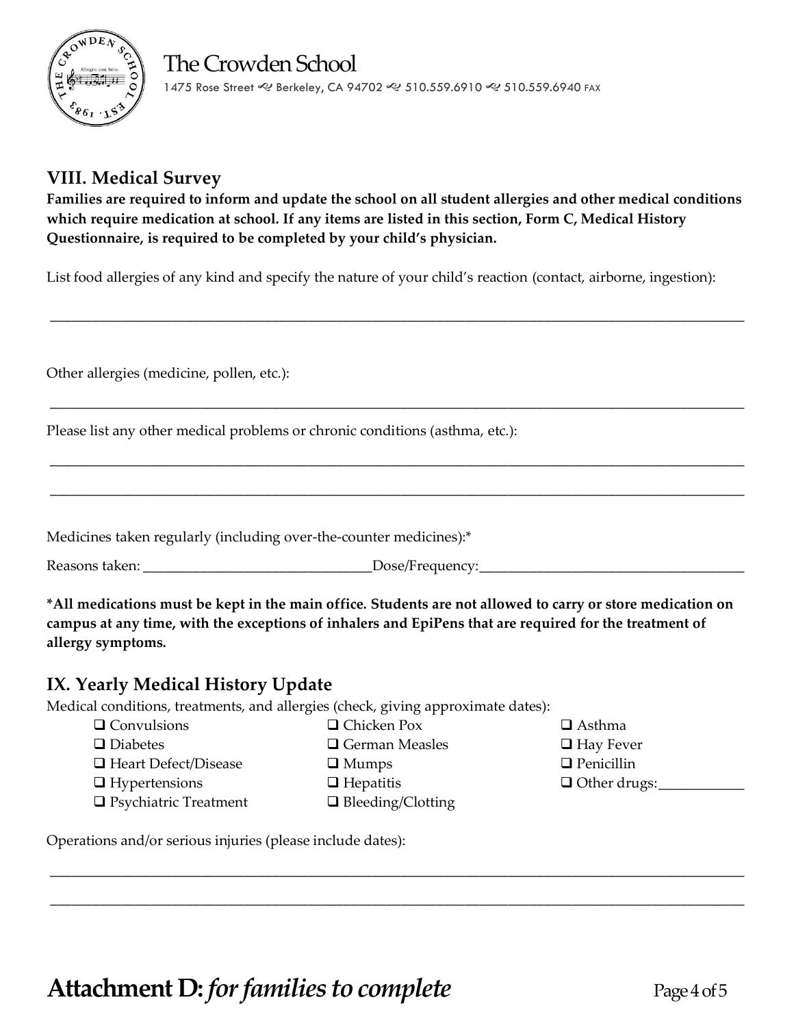The Crowden School

1475 Rose Street ~ Berkeley, CA 94702 ~ 510.559.6910 ~ 510.559.6940 FAX

## VIII. Medical Survey

**Families are required to inform and update the school on all student allergies and other medical conditions which require medication at school. If any items are listed in this section, Form C, Medical History Questionnaire, is required to be completed by your child's physician.**

List food allergies of any kind and specify the nature of your child's reaction (contact, airborne, ingestion):

\_\_\_\_\_\_\_\_\_\_\_\_\_\_\_\_\_\_\_\_\_\_\_\_\_\_\_\_\_\_\_\_\_\_\_\_\_\_\_\_\_\_\_\_\_\_\_\_\_\_\_\_\_\_\_\_\_\_\_\_\_\_\_\_\_\_\_\_\_\_\_\_\_\_\_\_\_\_

Other allergies (medicine, pollen, etc.):

\_\_\_\_\_\_\_\_\_\_\_\_\_\_\_\_\_\_\_\_\_\_\_\_\_\_\_\_\_\_\_\_\_\_\_\_\_\_\_\_\_\_\_\_\_\_\_\_\_\_\_\_\_\_\_\_\_\_\_\_\_\_\_\_\_\_\_\_\_\_\_\_\_\_\_\_\_\_

Please list any other medical problems or chronic conditions (asthma, etc.):

\_\_\_\_\_\_\_\_\_\_\_\_\_\_\_\_\_\_\_\_\_\_\_\_\_\_\_\_\_\_\_\_\_\_\_\_\_\_\_\_\_\_\_\_\_\_\_\_\_\_\_\_\_\_\_\_\_\_\_\_\_\_\_\_\_\_\_\_\_\_\_\_\_\_\_\_\_\_

\_\_\_\_\_\_\_\_\_\_\_\_\_\_\_\_\_\_\_\_\_\_\_\_\_\_\_\_\_\_\_\_\_\_\_\_\_\_\_\_\_\_\_\_\_\_\_\_\_\_\_\_\_\_\_\_\_\_\_\_\_\_\_\_\_\_\_\_\_\_\_\_\_\_\_\_\_\_

Medicines taken regularly (including over-the-counter medicines):*

Reasons taken: \_\_\_\_\_\_\_\_\_\_\_\_\_\_\_\_\_\_\_\_\_\_\_\_\_\_\_\_ Dose/Frequency: \_\_\_\_\_\_\_\_\_\_\_\_\_\_\_\_\_\_\_\_\_\_\_\_\_\_\_\_\_\_

**\*All medications must be kept in the main office. Students are not allowed to carry or store medication on campus at any time, with the exceptions of inhalers and EpiPens that are required for the treatment of allergy symptoms.**

## IX. Yearly Medical History Update

Medical conditions, treatments, and allergies (check, giving approximate dates):

- ☐ Convulsions
- ☐ Diabetes
- ☐ Heart Defect/Disease
- ☐ Hypertensions
- ☐ Psychiatric Treatment
- ☐ Chicken Pox
- ☐ German Measles
- ☐ Mumps
- ☐ Hepatitis
- ☐ Bleeding/Clotting
- ☐ Asthma
- ☐ Hay Fever
- ☐ Penicillin
- ☐ Other drugs: \_\_\_\_\_\_\_\_\_\_\_\_

Operations and/or serious injuries (please include dates):

\_\_\_\_\_\_\_\_\_\_\_\_\_\_\_\_\_\_\_\_\_\_\_\_\_\_\_\_\_\_\_\_\_\_\_\_\_\_\_\_\_\_\_\_\_\_\_\_\_\_\_\_\_\_\_\_\_\_\_\_\_\_\_\_\_\_\_\_\_\_\_\_\_\_\_\_\_\_

\_\_\_\_\_\_\_\_\_\_\_\_\_\_\_\_\_\_\_\_\_\_\_\_\_\_\_\_\_\_\_\_\_\_\_\_\_\_\_\_\_\_\_\_\_\_\_\_\_\_\_\_\_\_\_\_\_\_\_\_\_\_\_\_\_\_\_\_\_\_\_\_\_\_\_\_\_\_

# Attachment D: *for families to complete*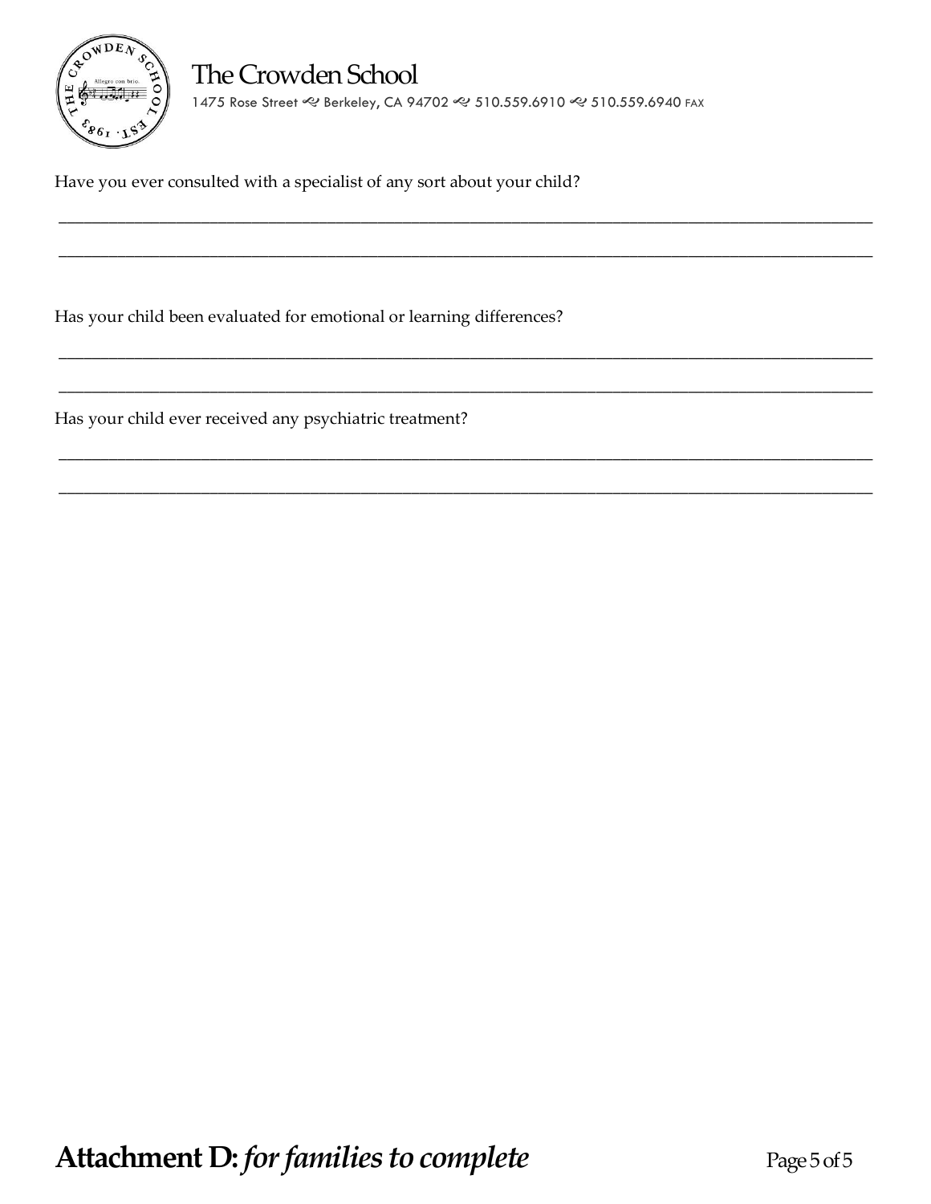# The Crowden School

1475 Rose Street ~ Berkeley, CA 94702 ~ 510.559.6910 ~ 510.559.6940 FAX

Have you ever consulted with a specialist of any sort about your child?

______________________________________________________________________________________

______________________________________________________________________________________

Has your child been evaluated for emotional or learning differences?

______________________________________________________________________________________

______________________________________________________________________________________

Has your child ever received any psychiatric treatment?

______________________________________________________________________________________

______________________________________________________________________________________

**Attachment D:** ***for families to complete***